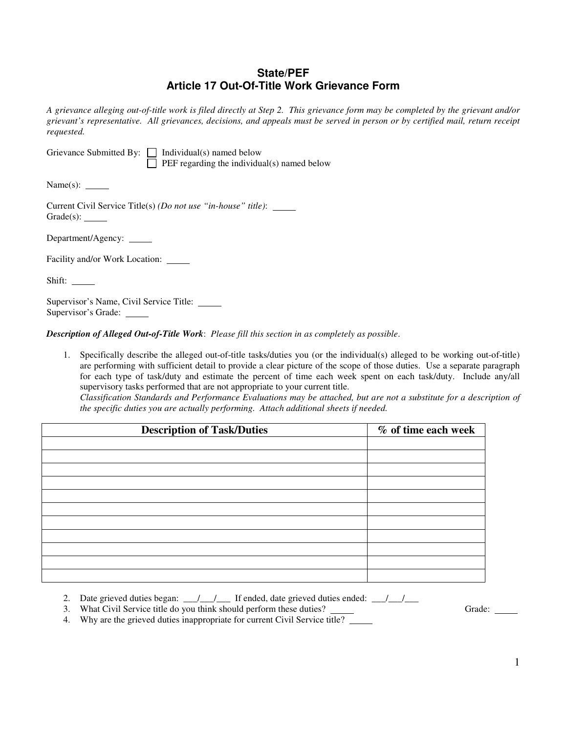# State/PEF
# Article 17 Out-Of-Title Work Grievance Form

*A grievance alleging out-of-title work is filed directly at Step 2. This grievance form may be completed by the grievant and/or grievant's representative. All grievances, decisions, and appeals must be served in person or by certified mail, return receipt requested.*

Grievance Submitted By: ☐ Individual(s) named below
☐ PEF regarding the individual(s) named below

Name(s): _____

Current Civil Service Title(s) *(Do not use "in-house" title)*: _____
Grade(s): _____

Department/Agency: _____

Facility and/or Work Location: _____

Shift: _____

Supervisor's Name, Civil Service Title: _____
Supervisor's Grade: _____

***Description of Alleged Out-of-Title Work***: *Please fill this section in as completely as possible.*

1. Specifically describe the alleged out-of-title tasks/duties you (or the individual(s) alleged to be working out-of-title) are performing with sufficient detail to provide a clear picture of the scope of those duties. Use a separate paragraph for each type of task/duty and estimate the percent of time each week spent on each task/duty. Include any/all supervisory tasks performed that are not appropriate to your current title.
*Classification Standards and Performance Evaluations may be attached, but are not a substitute for a description of the specific duties you are actually performing. Attach additional sheets if needed.*

| Description of Task/Duties | % of time each week |
|---|---|
| | |
| | |
| | |
| | |
| | |
| | |
| | |
| | |
| | |
| | |
| | |

2. Date grieved duties began: ___/___/___ If ended, date grieved duties ended: ___/___/___
3. What Civil Service title do you think should perform these duties? _____ Grade: _____
4. Why are the grieved duties inappropriate for current Civil Service title? _____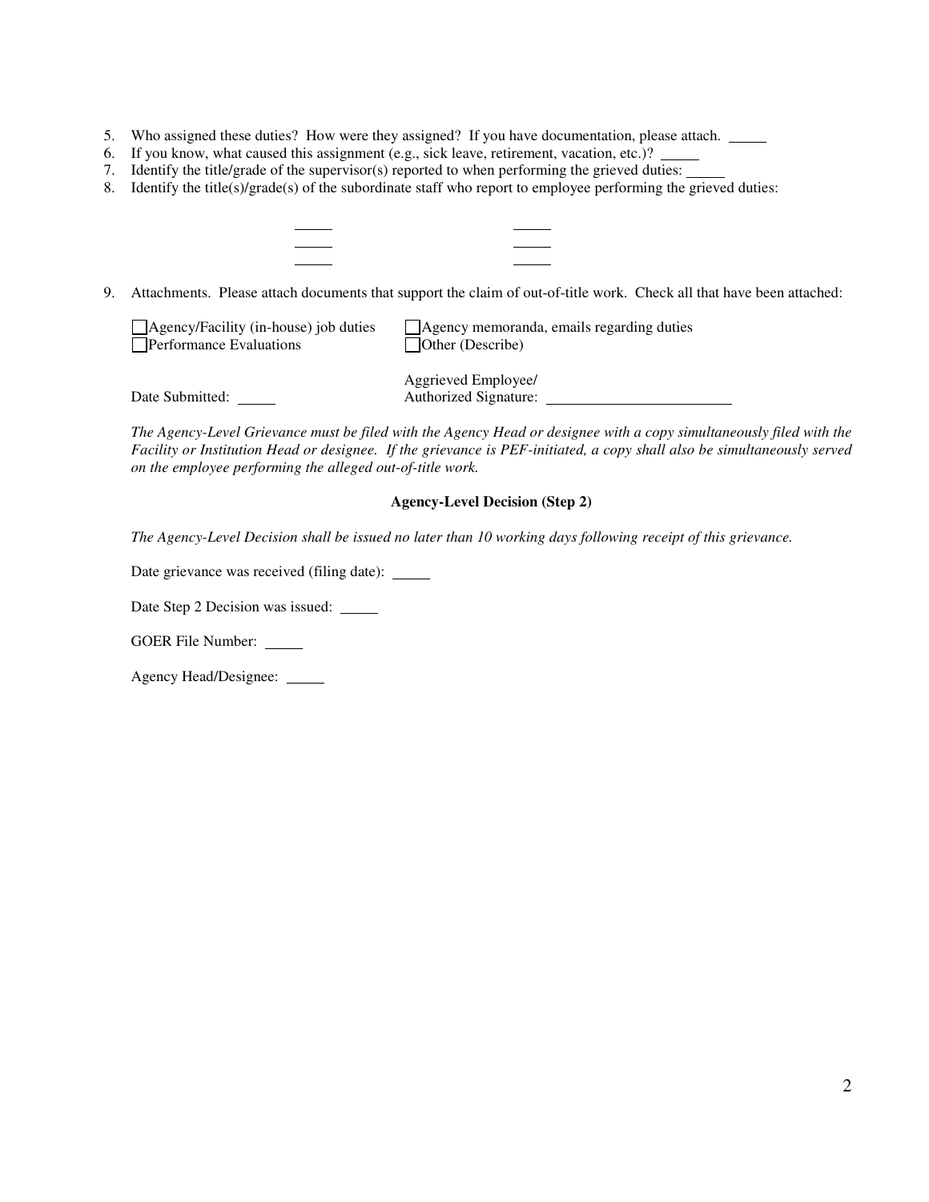5. Who assigned these duties? How were they assigned? If you have documentation, please attach. _____
6. If you know, what caused this assignment (e.g., sick leave, retirement, vacation, etc.)? _____
7. Identify the title/grade of the supervisor(s) reported to when performing the grieved duties: _____
8. Identify the title(s)/grade(s) of the subordinate staff who report to employee performing the grieved duties:

    _____ _____
    _____ _____
    _____ _____

9. Attachments. Please attach documents that support the claim of out-of-title work. Check all that have been attached:

    ☐ Agency/Facility (in-house) job duties ☐ Agency memoranda, emails regarding duties
    ☐ Performance Evaluations ☐ Other (Describe)

Date Submitted: _____

Aggrieved Employee/
Authorized Signature: ________________________

*The Agency-Level Grievance must be filed with the Agency Head or designee with a copy simultaneously filed with the Facility or Institution Head or designee. If the grievance is PEF-initiated, a copy shall also be simultaneously served on the employee performing the alleged out-of-title work.*

**Agency-Level Decision (Step 2)**

*The Agency-Level Decision shall be issued no later than 10 working days following receipt of this grievance.*

Date grievance was received (filing date): _____

Date Step 2 Decision was issued: _____

GOER File Number: _____

Agency Head/Designee: _____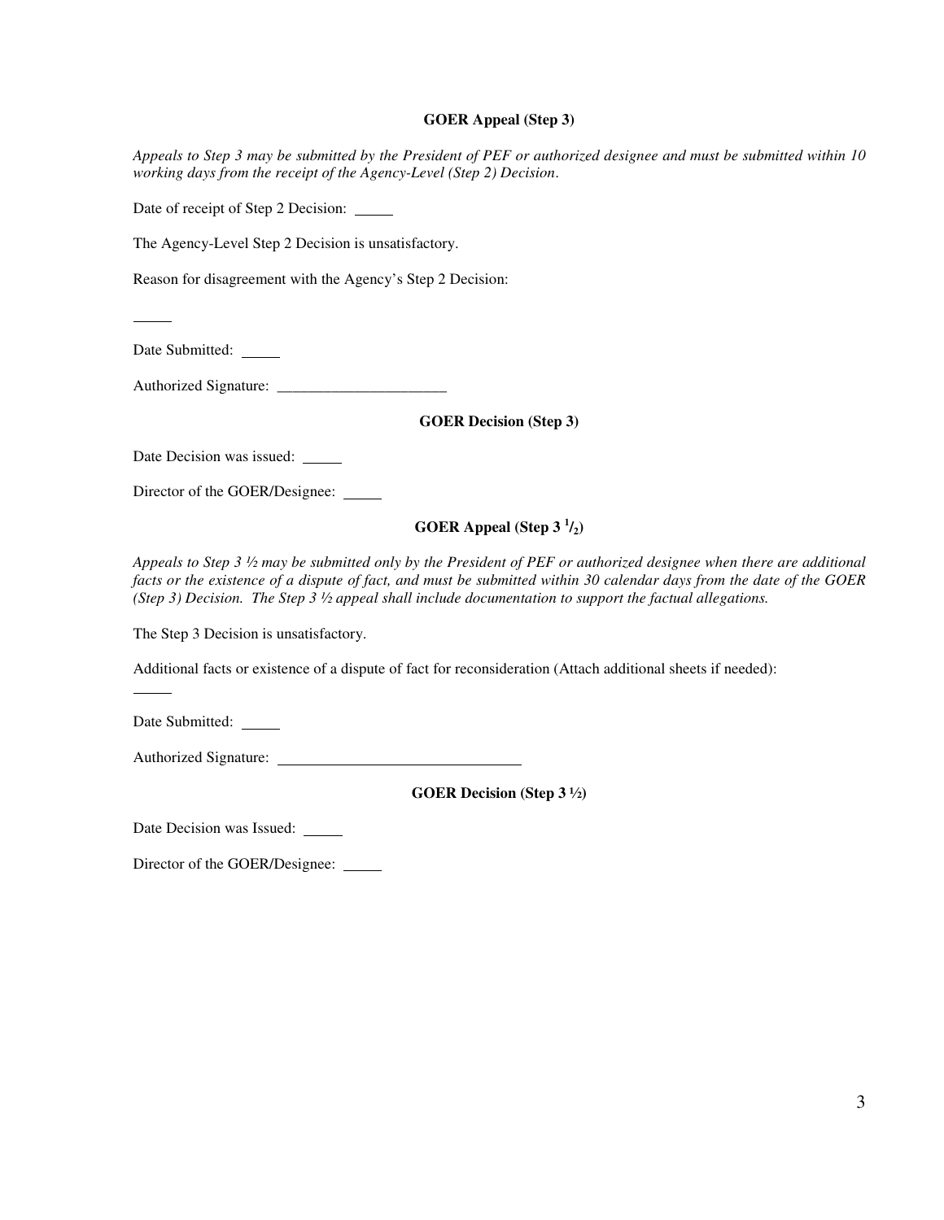**GOER Appeal (Step 3)**

*Appeals to Step 3 may be submitted by the President of PEF or authorized designee and must be submitted within 10 working days from the receipt of the Agency-Level (Step 2) Decision.*

Date of receipt of Step 2 Decision: _____

The Agency-Level Step 2 Decision is unsatisfactory.

Reason for disagreement with the Agency's Step 2 Decision:

_____

Date Submitted: _____

Authorized Signature: ______________________

**GOER Decision (Step 3)**

Date Decision was issued: _____

Director of the GOER/Designee: _____

**GOER Appeal (Step 3 ½)**

*Appeals to Step 3 ½ may be submitted only by the President of PEF or authorized designee when there are additional facts or the existence of a dispute of fact, and must be submitted within 30 calendar days from the date of the GOER (Step 3) Decision. The Step 3 ½ appeal shall include documentation to support the factual allegations.*

The Step 3 Decision is unsatisfactory.

Additional facts or existence of a dispute of fact for reconsideration (Attach additional sheets if needed):

_____

Date Submitted: _____

Authorized Signature: ________________________________

**GOER Decision (Step 3 ½)**

Date Decision was Issued: _____

Director of the GOER/Designee: _____